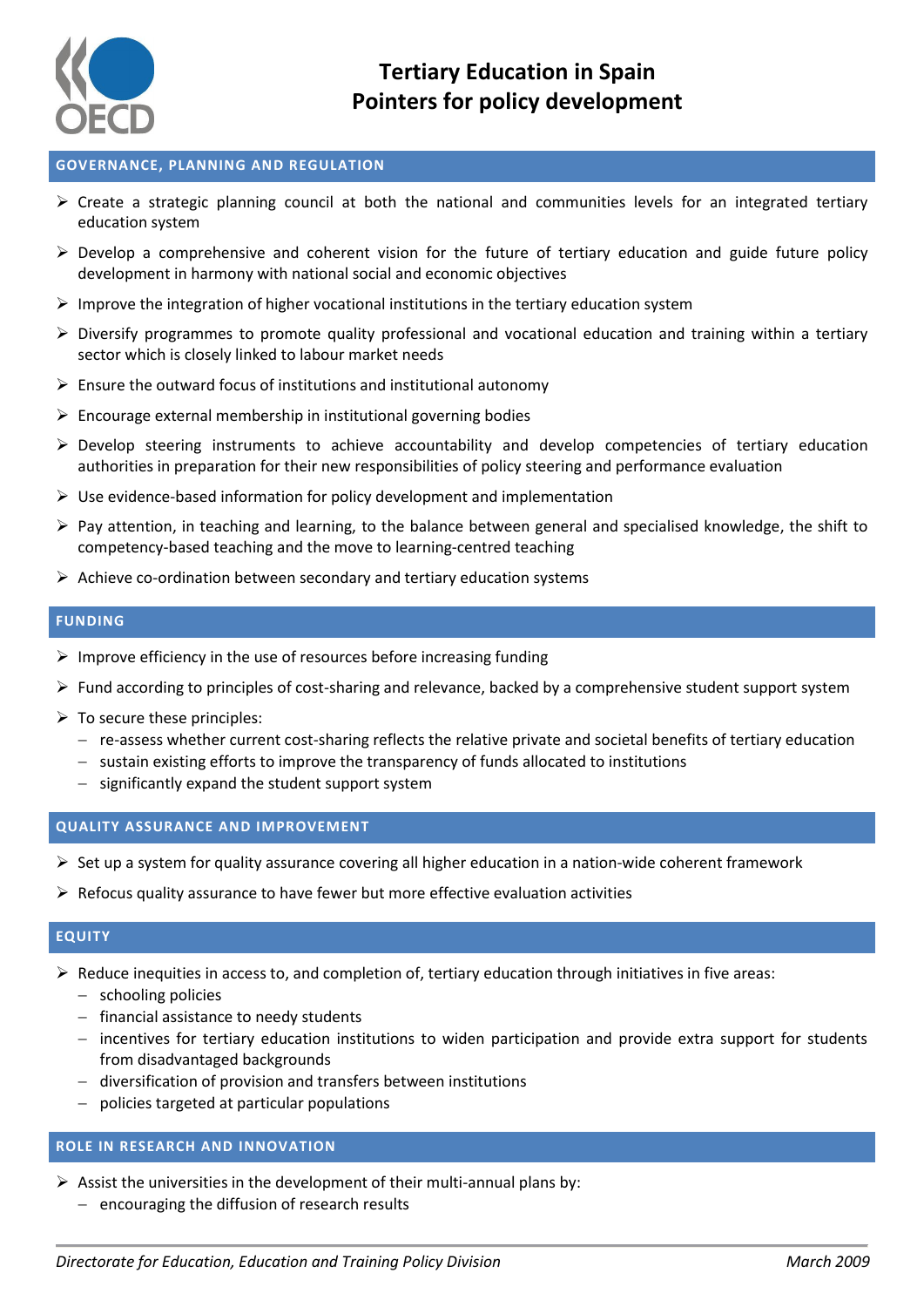# Tertiary Education in Spain
# Pointers for policy development

## GOVERNANCE, PLANNING AND REGULATION

- Create a strategic planning council at both the national and communities levels for an integrated tertiary education system
- Develop a comprehensive and coherent vision for the future of tertiary education and guide future policy development in harmony with national social and economic objectives
- Improve the integration of higher vocational institutions in the tertiary education system
- Diversify programmes to promote quality professional and vocational education and training within a tertiary sector which is closely linked to labour market needs
- Ensure the outward focus of institutions and institutional autonomy
- Encourage external membership in institutional governing bodies
- Develop steering instruments to achieve accountability and develop competencies of tertiary education authorities in preparation for their new responsibilities of policy steering and performance evaluation
- Use evidence-based information for policy development and implementation
- Pay attention, in teaching and learning, to the balance between general and specialised knowledge, the shift to competency-based teaching and the move to learning-centred teaching
- Achieve co-ordination between secondary and tertiary education systems

## FUNDING

- Improve efficiency in the use of resources before increasing funding
- Fund according to principles of cost-sharing and relevance, backed by a comprehensive student support system
- To secure these principles:
  - re-assess whether current cost-sharing reflects the relative private and societal benefits of tertiary education
  - sustain existing efforts to improve the transparency of funds allocated to institutions
  - significantly expand the student support system

## QUALITY ASSURANCE AND IMPROVEMENT

- Set up a system for quality assurance covering all higher education in a nation-wide coherent framework
- Refocus quality assurance to have fewer but more effective evaluation activities

## EQUITY

- Reduce inequities in access to, and completion of, tertiary education through initiatives in five areas:
  - schooling policies
  - financial assistance to needy students
  - incentives for tertiary education institutions to widen participation and provide extra support for students from disadvantaged backgrounds
  - diversification of provision and transfers between institutions
  - policies targeted at particular populations

## ROLE IN RESEARCH AND INNOVATION

- Assist the universities in the development of their multi-annual plans by:
  - encouraging the diffusion of research results

*Directorate for Education, Education and Training Policy Division* — *March 2009*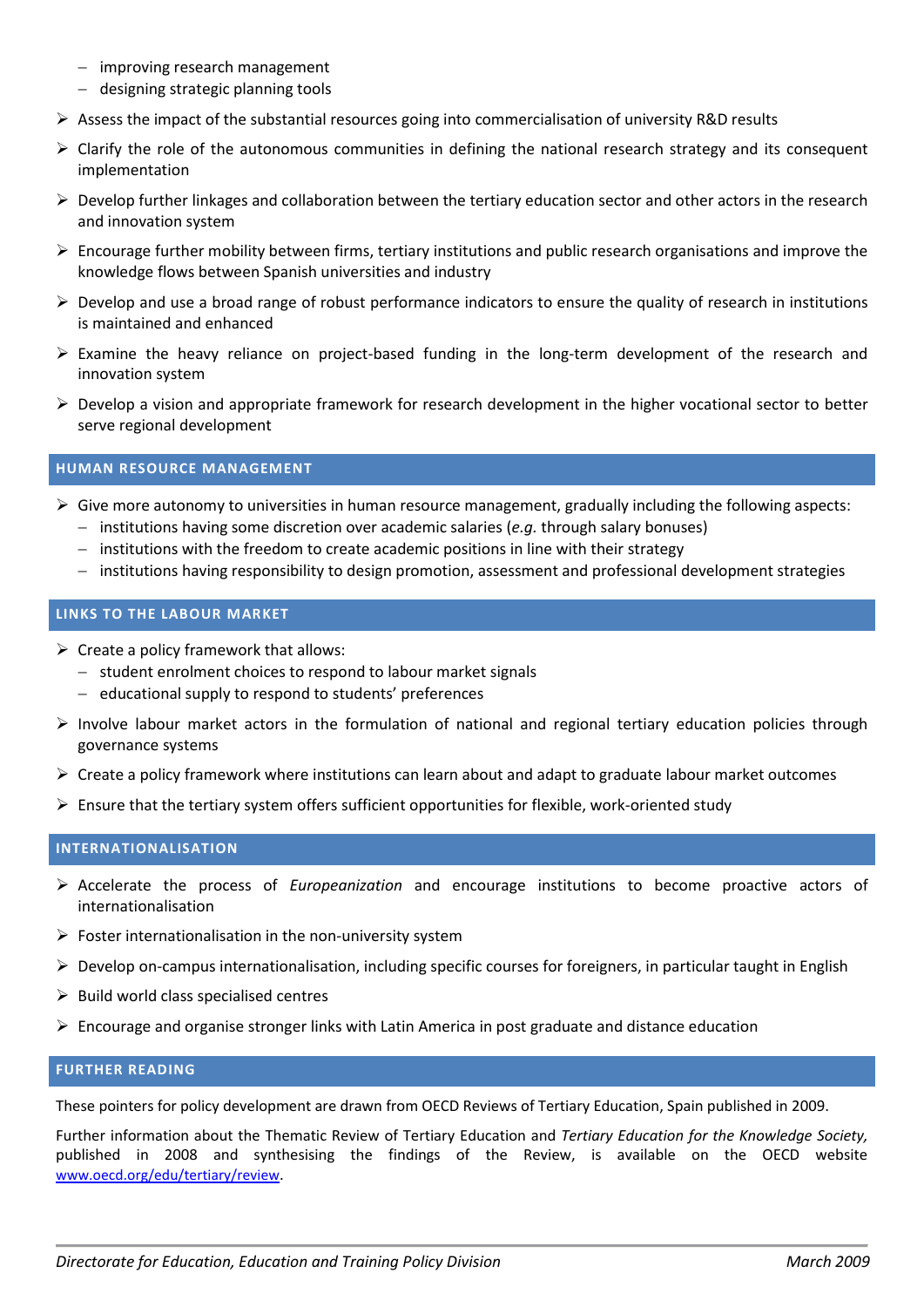- improving research management
- designing strategic planning tools

- Assess the impact of the substantial resources going into commercialisation of university R&D results
- Clarify the role of the autonomous communities in defining the national research strategy and its consequent implementation
- Develop further linkages and collaboration between the tertiary education sector and other actors in the research and innovation system
- Encourage further mobility between firms, tertiary institutions and public research organisations and improve the knowledge flows between Spanish universities and industry
- Develop and use a broad range of robust performance indicators to ensure the quality of research in institutions is maintained and enhanced
- Examine the heavy reliance on project-based funding in the long-term development of the research and innovation system
- Develop a vision and appropriate framework for research development in the higher vocational sector to better serve regional development

## HUMAN RESOURCE MANAGEMENT

- Give more autonomy to universities in human resource management, gradually including the following aspects:
  - institutions having some discretion over academic salaries (*e.g.* through salary bonuses)
  - institutions with the freedom to create academic positions in line with their strategy
  - institutions having responsibility to design promotion, assessment and professional development strategies

## LINKS TO THE LABOUR MARKET

- Create a policy framework that allows:
  - student enrolment choices to respond to labour market signals
  - educational supply to respond to students' preferences
- Involve labour market actors in the formulation of national and regional tertiary education policies through governance systems
- Create a policy framework where institutions can learn about and adapt to graduate labour market outcomes
- Ensure that the tertiary system offers sufficient opportunities for flexible, work-oriented study

## INTERNATIONALISATION

- Accelerate the process of *Europeanization* and encourage institutions to become proactive actors of internationalisation
- Foster internationalisation in the non-university system
- Develop on-campus internationalisation, including specific courses for foreigners, in particular taught in English
- Build world class specialised centres
- Encourage and organise stronger links with Latin America in post graduate and distance education

## FURTHER READING

These pointers for policy development are drawn from OECD Reviews of Tertiary Education, Spain published in 2009.

Further information about the Thematic Review of Tertiary Education and *Tertiary Education for the Knowledge Society,* published in 2008 and synthesising the findings of the Review, is available on the OECD website www.oecd.org/edu/tertiary/review.

*Directorate for Education, Education and Training Policy Division* *March 2009*